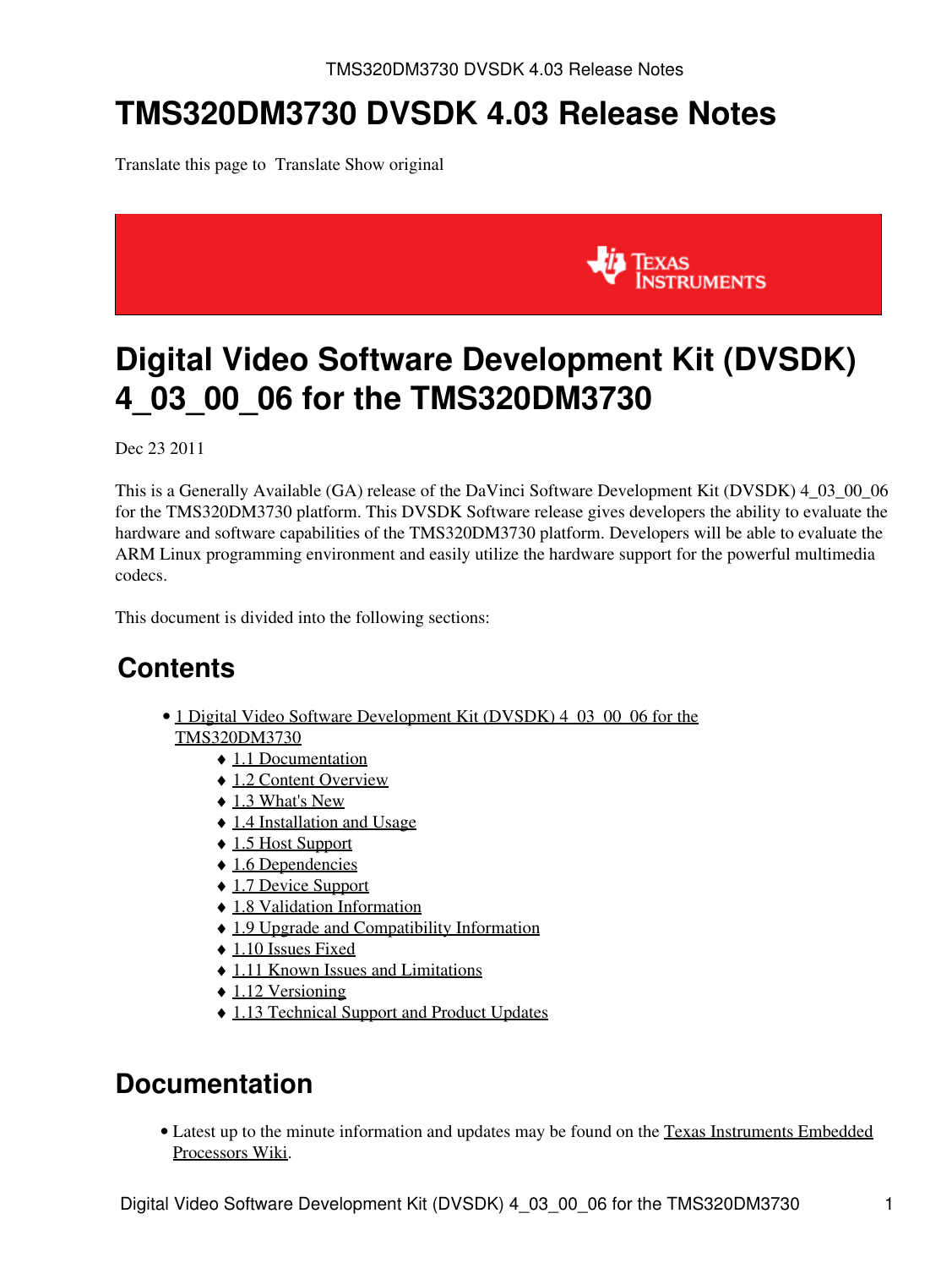# TMS320DM3730 DVSDK 4.03 Release Notes

Translate this page to  Translate Show original

# Digital Video Software Development Kit (DVSDK) 4_03_00_06 for the TMS320DM3730

Dec 23 2011

This is a Generally Available (GA) release of the DaVinci Software Development Kit (DVSDK) 4_03_00_06 for the TMS320DM3730 platform. This DVSDK Software release gives developers the ability to evaluate the hardware and software capabilities of the TMS320DM3730 platform. Developers will be able to evaluate the ARM Linux programming environment and easily utilize the hardware support for the powerful multimedia codecs.

This document is divided into the following sections:

## Contents

- 1 Digital Video Software Development Kit (DVSDK) 4_03_00_06 for the TMS320DM3730
  - 1.1 Documentation
  - 1.2 Content Overview
  - 1.3 What's New
  - 1.4 Installation and Usage
  - 1.5 Host Support
  - 1.6 Dependencies
  - 1.7 Device Support
  - 1.8 Validation Information
  - 1.9 Upgrade and Compatibility Information
  - 1.10 Issues Fixed
  - 1.11 Known Issues and Limitations
  - 1.12 Versioning
  - 1.13 Technical Support and Product Updates

## Documentation

- Latest up to the minute information and updates may be found on the Texas Instruments Embedded Processors Wiki.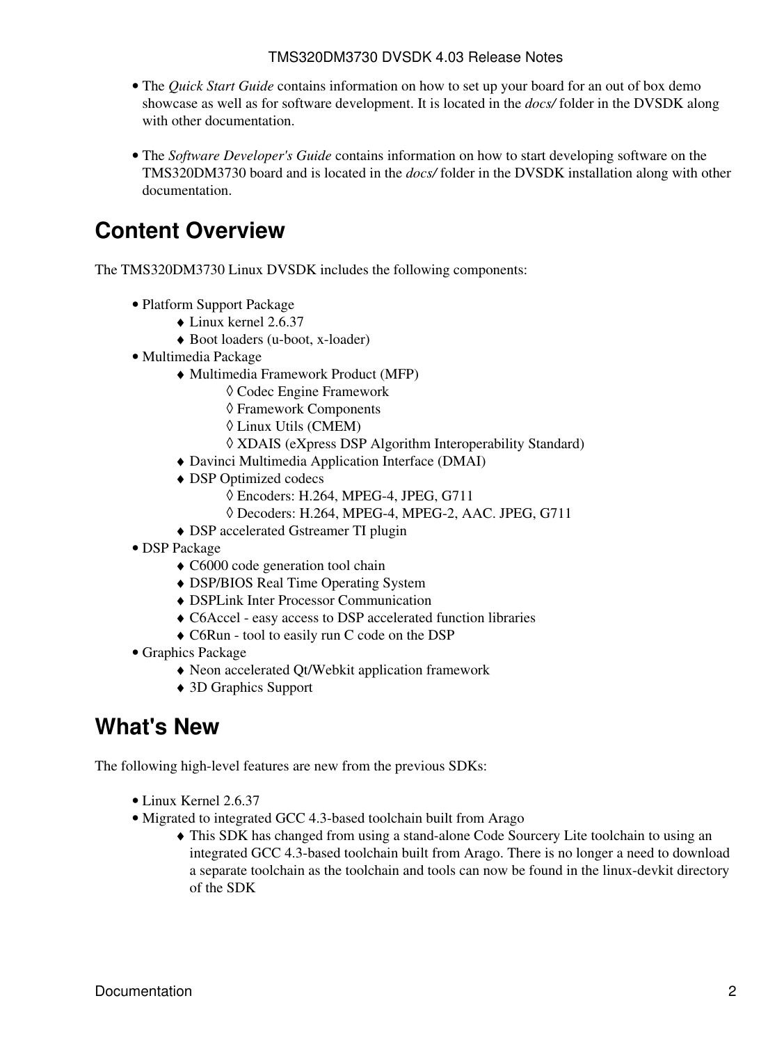- The *Quick Start Guide* contains information on how to set up your board for an out of box demo showcase as well as for software development. It is located in the *docs/* folder in the DVSDK along with other documentation.

- The *Software Developer's Guide* contains information on how to start developing software on the TMS320DM3730 board and is located in the *docs/* folder in the DVSDK installation along with other documentation.

# Content Overview

The TMS320DM3730 Linux DVSDK includes the following components:

- Platform Support Package
  - Linux kernel 2.6.37
  - Boot loaders (u-boot, x-loader)
- Multimedia Package
  - Multimedia Framework Product (MFP)
    - Codec Engine Framework
    - Framework Components
    - Linux Utils (CMEM)
    - XDAIS (eXpress DSP Algorithm Interoperability Standard)
  - Davinci Multimedia Application Interface (DMAI)
  - DSP Optimized codecs
    - Encoders: H.264, MPEG-4, JPEG, G711
    - Decoders: H.264, MPEG-4, MPEG-2, AAC. JPEG, G711
  - DSP accelerated Gstreamer TI plugin
- DSP Package
  - C6000 code generation tool chain
  - DSP/BIOS Real Time Operating System
  - DSPLink Inter Processor Communication
  - C6Accel - easy access to DSP accelerated function libraries
  - C6Run - tool to easily run C code on the DSP
- Graphics Package
  - Neon accelerated Qt/Webkit application framework
  - 3D Graphics Support

# What's New

The following high-level features are new from the previous SDKs:

- Linux Kernel 2.6.37
- Migrated to integrated GCC 4.3-based toolchain built from Arago
  - This SDK has changed from using a stand-alone Code Sourcery Lite toolchain to using an integrated GCC 4.3-based toolchain built from Arago. There is no longer a need to download a separate toolchain as the toolchain and tools can now be found in the linux-devkit directory of the SDK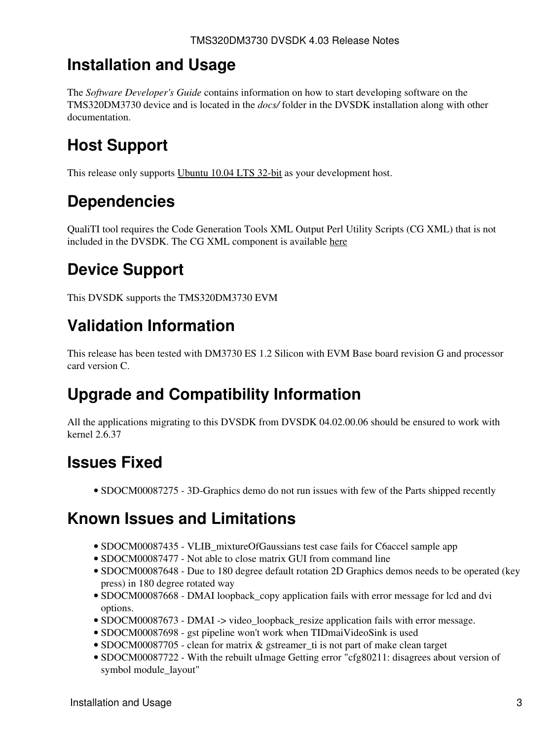# Installation and Usage

The *Software Developer's Guide* contains information on how to start developing software on the TMS320DM3730 device and is located in the *docs/* folder in the DVSDK installation along with other documentation.

# Host Support

This release only supports Ubuntu 10.04 LTS 32-bit as your development host.

# Dependencies

QualiTI tool requires the Code Generation Tools XML Output Perl Utility Scripts (CG XML) that is not included in the DVSDK. The CG XML component is available here

# Device Support

This DVSDK supports the TMS320DM3730 EVM

# Validation Information

This release has been tested with DM3730 ES 1.2 Silicon with EVM Base board revision G and processor card version C.

# Upgrade and Compatibility Information

All the applications migrating to this DVSDK from DVSDK 04.02.00.06 should be ensured to work with kernel 2.6.37

# Issues Fixed

- SDOCM00087275 - 3D-Graphics demo do not run issues with few of the Parts shipped recently

# Known Issues and Limitations

- SDOCM00087435 - VLIB_mixtureOfGaussians test case fails for C6accel sample app
- SDOCM00087477 - Not able to close matrix GUI from command line
- SDOCM00087648 - Due to 180 degree default rotation 2D Graphics demos needs to be operated (key press) in 180 degree rotated way
- SDOCM00087668 - DMAI loopback_copy application fails with error message for lcd and dvi options.
- SDOCM00087673 - DMAI -> video_loopback_resize application fails with error message.
- SDOCM00087698 - gst pipeline won't work when TIDmaiVideoSink is used
- SDOCM00087705 - clean for matrix & gstreamer_ti is not part of make clean target
- SDOCM00087722 - With the rebuilt uImage Getting error "cfg80211: disagrees about version of symbol module_layout"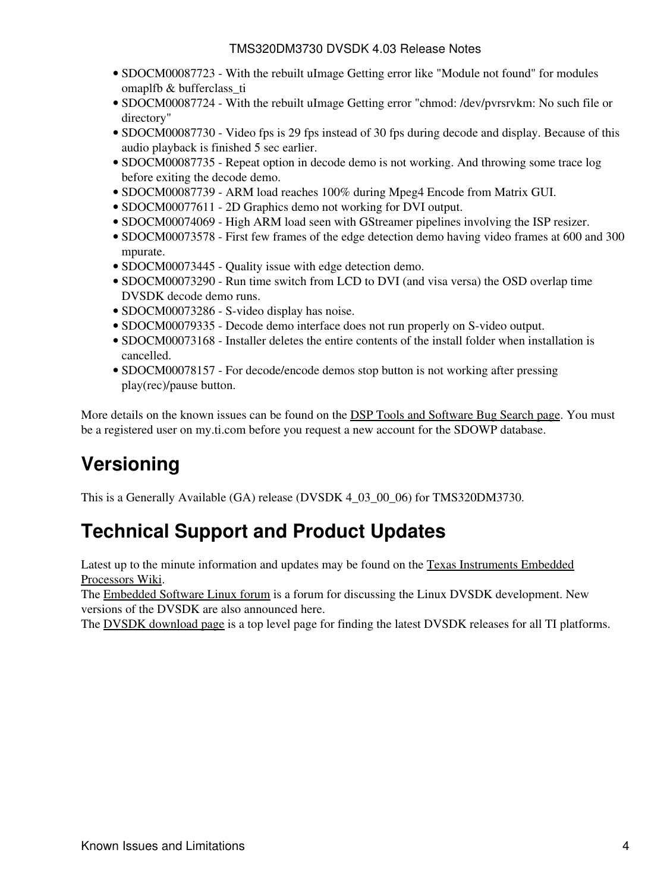- SDOCM00087723 - With the rebuilt uImage Getting error like "Module not found" for modules omaplfb & bufferclass_ti
- SDOCM00087724 - With the rebuilt uImage Getting error "chmod: /dev/pvrsrvkm: No such file or directory"
- SDOCM00087730 - Video fps is 29 fps instead of 30 fps during decode and display. Because of this audio playback is finished 5 sec earlier.
- SDOCM00087735 - Repeat option in decode demo is not working. And throwing some trace log before exiting the decode demo.
- SDOCM00087739 - ARM load reaches 100% during Mpeg4 Encode from Matrix GUI.
- SDOCM00077611 - 2D Graphics demo not working for DVI output.
- SDOCM00074069 - High ARM load seen with GStreamer pipelines involving the ISP resizer.
- SDOCM00073578 - First few frames of the edge detection demo having video frames at 600 and 300 mpurate.
- SDOCM00073445 - Quality issue with edge detection demo.
- SDOCM00073290 - Run time switch from LCD to DVI (and visa versa) the OSD overlap time DVSDK decode demo runs.
- SDOCM00073286 - S-video display has noise.
- SDOCM00079335 - Decode demo interface does not run properly on S-video output.
- SDOCM00073168 - Installer deletes the entire contents of the install folder when installation is cancelled.
- SDOCM00078157 - For decode/encode demos stop button is not working after pressing play(rec)/pause button.

More details on the known issues can be found on the DSP Tools and Software Bug Search page. You must be a registered user on my.ti.com before you request a new account for the SDOWP database.

# Versioning

This is a Generally Available (GA) release (DVSDK 4_03_00_06) for TMS320DM3730.

# Technical Support and Product Updates

Latest up to the minute information and updates may be found on the Texas Instruments Embedded Processors Wiki.
The Embedded Software Linux forum is a forum for discussing the Linux DVSDK development. New versions of the DVSDK are also announced here.
The DVSDK download page is a top level page for finding the latest DVSDK releases for all TI platforms.